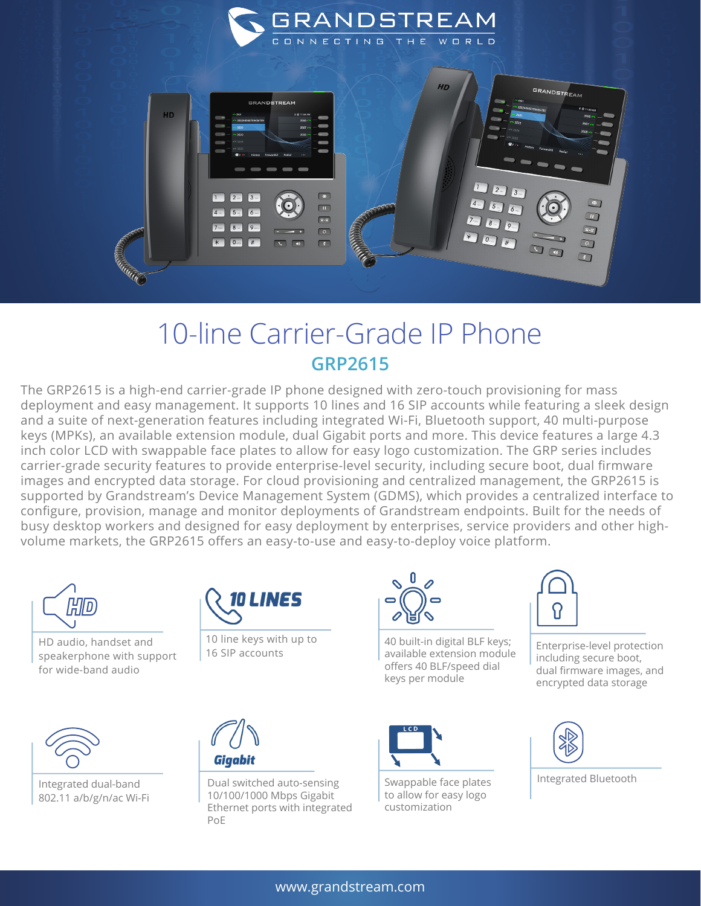# 10-line Carrier-Grade IP Phone

## GRP2615

The GRP2615 is a high-end carrier-grade IP phone designed with zero-touch provisioning for mass deployment and easy management. It supports 10 lines and 16 SIP accounts while featuring a sleek design and a suite of next-generation features including integrated Wi-Fi, Bluetooth support, 40 multi-purpose keys (MPKs), an available extension module, dual Gigabit ports and more. This device features a large 4.3 inch color LCD with swappable face plates to allow for easy logo customization. The GRP series includes carrier-grade security features to provide enterprise-level security, including secure boot, dual firmware images and encrypted data storage. For cloud provisioning and centralized management, the GRP2615 is supported by Grandstream's Device Management System (GDMS), which provides a centralized interface to configure, provision, manage and monitor deployments of Grandstream endpoints. Built for the needs of busy desktop workers and designed for easy deployment by enterprises, service providers and other high-volume markets, the GRP2615 offers an easy-to-use and easy-to-deploy voice platform.

- HD audio, handset and speakerphone with support for wide-band audio
- 10 line keys with up to 16 SIP accounts
- 40 built-in digital BLF keys; available extension module offers 40 BLF/speed dial keys per module
- Enterprise-level protection including secure boot, dual firmware images, and encrypted data storage
- Integrated dual-band 802.11 a/b/g/n/ac Wi-Fi
- Dual switched auto-sensing 10/100/1000 Mbps Gigabit Ethernet ports with integrated PoE
- Swappable face plates to allow for easy logo customization
- Integrated Bluetooth

www.grandstream.com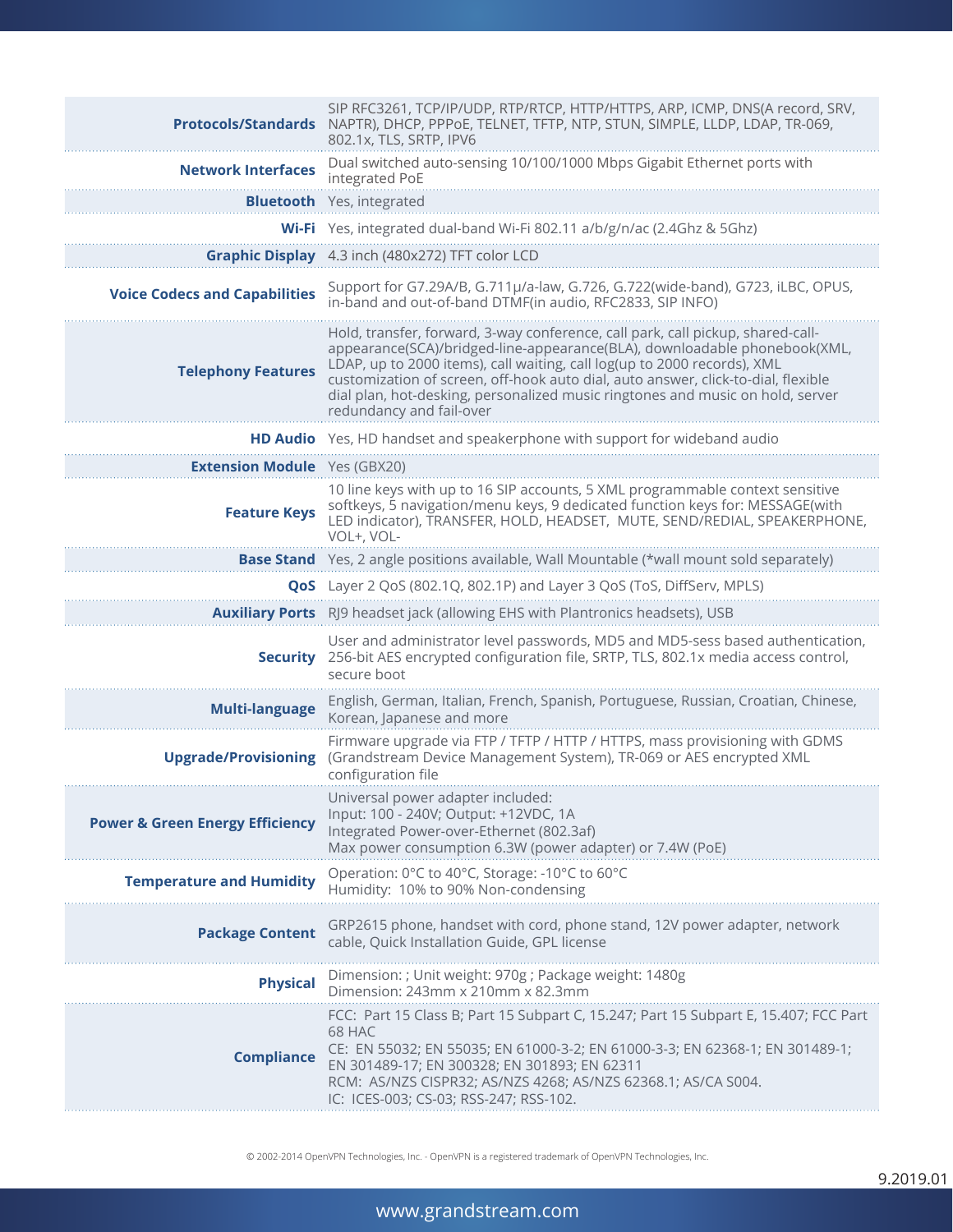| | |
|---|---|
| **Protocols/Standards** | SIP RFC3261, TCP/IP/UDP, RTP/RTCP, HTTP/HTTPS, ARP, ICMP, DNS(A record, SRV, NAPTR), DHCP, PPPoE, TELNET, TFTP, NTP, STUN, SIMPLE, LLDP, LDAP, TR-069, 802.1x, TLS, SRTP, IPV6 |
| **Network Interfaces** | Dual switched auto-sensing 10/100/1000 Mbps Gigabit Ethernet ports with integrated PoE |
| **Bluetooth** | Yes, integrated |
| **Wi-Fi** | Yes, integrated dual-band Wi-Fi 802.11 a/b/g/n/ac (2.4Ghz & 5Ghz) |
| **Graphic Display** | 4.3 inch (480x272) TFT color LCD |
| **Voice Codecs and Capabilities** | Support for G7.29A/B, G.711µ/a-law, G.726, G.722(wide-band), G723, iLBC, OPUS, in-band and out-of-band DTMF(in audio, RFC2833, SIP INFO) |
| **Telephony Features** | Hold, transfer, forward, 3-way conference, call park, call pickup, shared-call-appearance(SCA)/bridged-line-appearance(BLA), downloadable phonebook(XML, LDAP, up to 2000 items), call waiting, call log(up to 2000 records), XML customization of screen, off-hook auto dial, auto answer, click-to-dial, flexible dial plan, hot-desking, personalized music ringtones and music on hold, server redundancy and fail-over |
| **HD Audio** | Yes, HD handset and speakerphone with support for wideband audio |
| **Extension Module** | Yes (GBX20) |
| **Feature Keys** | 10 line keys with up to 16 SIP accounts, 5 XML programmable context sensitive softkeys, 5 navigation/menu keys, 9 dedicated function keys for: MESSAGE(with LED indicator), TRANSFER, HOLD, HEADSET, MUTE, SEND/REDIAL, SPEAKERPHONE, VOL+, VOL- |
| **Base Stand** | Yes, 2 angle positions available, Wall Mountable (*wall mount sold separately) |
| **QoS** | Layer 2 QoS (802.1Q, 802.1P) and Layer 3 QoS (ToS, DiffServ, MPLS) |
| **Auxiliary Ports** | RJ9 headset jack (allowing EHS with Plantronics headsets), USB |
| **Security** | User and administrator level passwords, MD5 and MD5-sess based authentication, 256-bit AES encrypted configuration file, SRTP, TLS, 802.1x media access control, secure boot |
| **Multi-language** | English, German, Italian, French, Spanish, Portuguese, Russian, Croatian, Chinese, Korean, Japanese and more |
| **Upgrade/Provisioning** | Firmware upgrade via FTP / TFTP / HTTP / HTTPS, mass provisioning with GDMS (Grandstream Device Management System), TR-069 or AES encrypted XML configuration file |
| **Power & Green Energy Efficiency** | Universal power adapter included:<br>Input: 100 - 240V; Output: +12VDC, 1A<br>Integrated Power-over-Ethernet (802.3af)<br>Max power consumption 6.3W (power adapter) or 7.4W (PoE) |
| **Temperature and Humidity** | Operation: 0°C to 40°C, Storage: -10°C to 60°C<br>Humidity: 10% to 90% Non-condensing |
| **Package Content** | GRP2615 phone, handset with cord, phone stand, 12V power adapter, network cable, Quick Installation Guide, GPL license |
| **Physical** | Dimension: ; Unit weight: 970g ; Package weight: 1480g<br>Dimension: 243mm x 210mm x 82.3mm |
| **Compliance** | FCC: Part 15 Class B; Part 15 Subpart C, 15.247; Part 15 Subpart E, 15.407; FCC Part 68 HAC<br>CE: EN 55032; EN 55035; EN 61000-3-2; EN 61000-3-3; EN 62368-1; EN 301489-1; EN 301489-17; EN 300328; EN 301893; EN 62311<br>RCM: AS/NZS CISPR32; AS/NZS 4268; AS/NZS 62368.1; AS/CA S004.<br>IC: ICES-003; CS-03; RSS-247; RSS-102. |

© 2002-2014 OpenVPN Technologies, Inc. - OpenVPN is a registered trademark of OpenVPN Technologies, Inc.

9.2019.01

www.grandstream.com